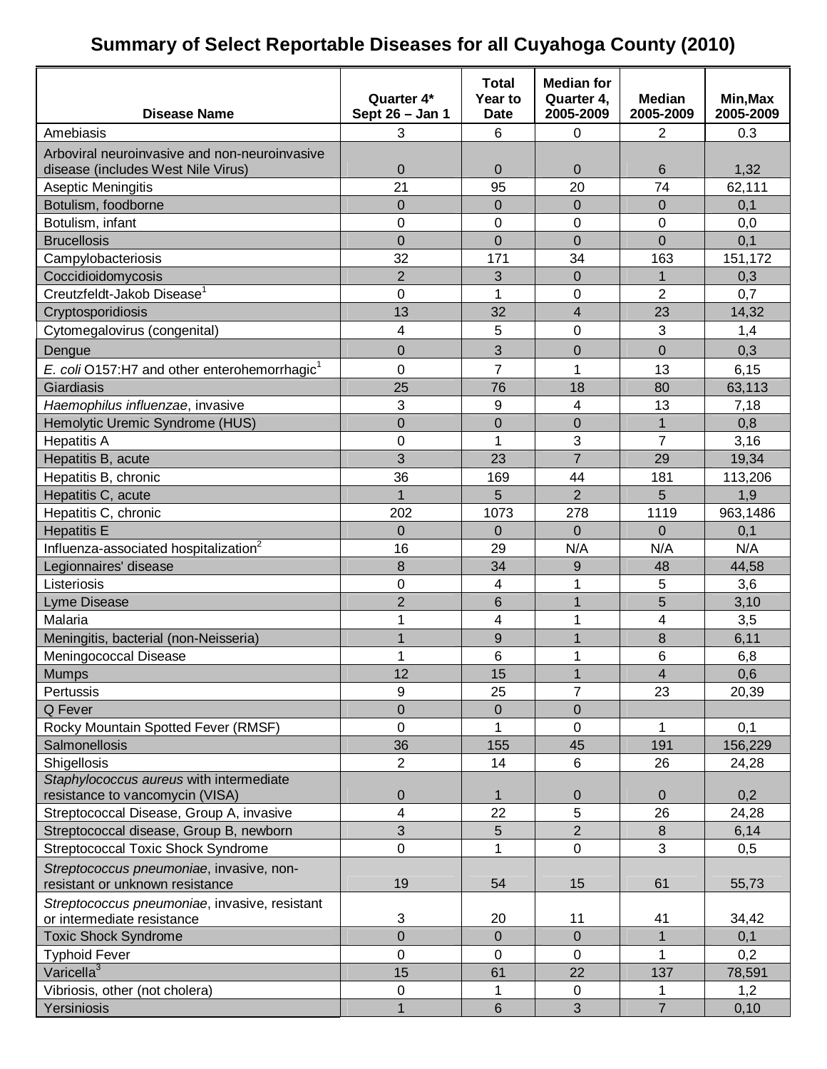# Summary of Select Reportable Diseases for all Cuyahoga County (2010)

| Disease Name | Quarter 4* Sept 26 – Jan 1 | Total Year to Date | Median for Quarter 4, 2005-2009 | Median 2005-2009 | Min,Max 2005-2009 |
|---|---|---|---|---|---|
| Amebiasis | 3 | 6 | 0 | 2 | 0.3 |
| Arboviral neuroinvasive and non-neuroinvasive disease (includes West Nile Virus) | 0 | 0 | 0 | 6 | 1,32 |
| Aseptic Meningitis | 21 | 95 | 20 | 74 | 62,111 |
| Botulism, foodborne | 0 | 0 | 0 | 0 | 0,1 |
| Botulism, infant | 0 | 0 | 0 | 0 | 0,0 |
| Brucellosis | 0 | 0 | 0 | 0 | 0,1 |
| Campylobacteriosis | 32 | 171 | 34 | 163 | 151,172 |
| Coccidioidomycosis | 2 | 3 | 0 | 1 | 0,3 |
| Creutzfeldt-Jakob Disease[1] | 0 | 1 | 0 | 2 | 0,7 |
| Cryptosporidiosis | 13 | 32 | 4 | 23 | 14,32 |
| Cytomegalovirus (congenital) | 4 | 5 | 0 | 3 | 1,4 |
| Dengue | 0 | 3 | 0 | 0 | 0,3 |
| *E. coli* O157:H7 and other enterohemorrhagic[1] | 0 | 7 | 1 | 13 | 6,15 |
| Giardiasis | 25 | 76 | 18 | 80 | 63,113 |
| *Haemophilus influenzae*, invasive | 3 | 9 | 4 | 13 | 7,18 |
| Hemolytic Uremic Syndrome (HUS) | 0 | 0 | 0 | 1 | 0,8 |
| Hepatitis A | 0 | 1 | 3 | 7 | 3,16 |
| Hepatitis B, acute | 3 | 23 | 7 | 29 | 19,34 |
| Hepatitis B, chronic | 36 | 169 | 44 | 181 | 113,206 |
| Hepatitis C, acute | 1 | 5 | 2 | 5 | 1,9 |
| Hepatitis C, chronic | 202 | 1073 | 278 | 1119 | 963,1486 |
| Hepatitis E | 0 | 0 | 0 | 0 | 0,1 |
| Influenza-associated hospitalization[2] | 16 | 29 | N/A | N/A | N/A |
| Legionnaires' disease | 8 | 34 | 9 | 48 | 44,58 |
| Listeriosis | 0 | 4 | 1 | 5 | 3,6 |
| Lyme Disease | 2 | 6 | 1 | 5 | 3,10 |
| Malaria | 1 | 4 | 1 | 4 | 3,5 |
| Meningitis, bacterial (non-Neisseria) | 1 | 9 | 1 | 8 | 6,11 |
| Meningococcal Disease | 1 | 6 | 1 | 6 | 6,8 |
| Mumps | 12 | 15 | 1 | 4 | 0,6 |
| Pertussis | 9 | 25 | 7 | 23 | 20,39 |
| Q Fever | 0 | 0 | 0 | | |
| Rocky Mountain Spotted Fever (RMSF) | 0 | 1 | 0 | 1 | 0,1 |
| Salmonellosis | 36 | 155 | 45 | 191 | 156,229 |
| Shigellosis | 2 | 14 | 6 | 26 | 24,28 |
| *Staphylococcus aureus* with intermediate resistance to vancomycin (VISA) | 0 | 1 | 0 | 0 | 0,2 |
| Streptococcal Disease, Group A, invasive | 4 | 22 | 5 | 26 | 24,28 |
| Streptococcal disease, Group B, newborn | 3 | 5 | 2 | 8 | 6,14 |
| Streptococcal Toxic Shock Syndrome | 0 | 1 | 0 | 3 | 0,5 |
| *Streptococcus pneumoniae*, invasive, non-resistant or unknown resistance | 19 | 54 | 15 | 61 | 55,73 |
| *Streptococcus pneumoniae*, invasive, resistant or intermediate resistance | 3 | 20 | 11 | 41 | 34,42 |
| Toxic Shock Syndrome | 0 | 0 | 0 | 1 | 0,1 |
| Typhoid Fever | 0 | 0 | 0 | 1 | 0,2 |
| Varicella[3] | 15 | 61 | 22 | 137 | 78,591 |
| Vibriosis, other (not cholera) | 0 | 1 | 0 | 1 | 1,2 |
| Yersiniosis | 1 | 6 | 3 | 7 | 0,10 |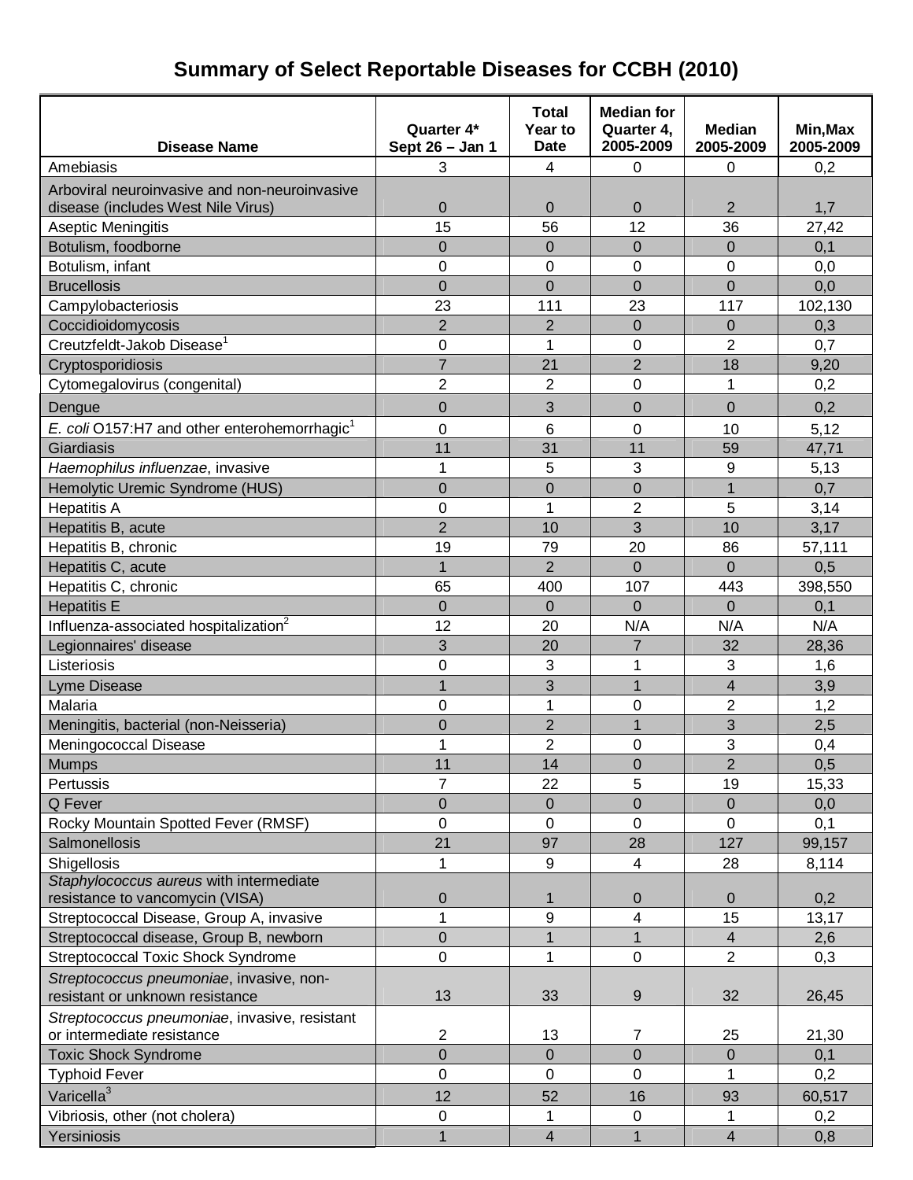# Summary of Select Reportable Diseases for CCBH (2010)

| Disease Name | Quarter 4* Sept 26 – Jan 1 | Total Year to Date | Median for Quarter 4, 2005-2009 | Median 2005-2009 | Min,Max 2005-2009 |
|---|---|---|---|---|---|
| Amebiasis | 3 | 4 | 0 | 0 | 0,2 |
| Arboviral neuroinvasive and non-neuroinvasive disease (includes West Nile Virus) | 0 | 0 | 0 | 2 | 1,7 |
| Aseptic Meningitis | 15 | 56 | 12 | 36 | 27,42 |
| Botulism, foodborne | 0 | 0 | 0 | 0 | 0,1 |
| Botulism, infant | 0 | 0 | 0 | 0 | 0,0 |
| Brucellosis | 0 | 0 | 0 | 0 | 0,0 |
| Campylobacteriosis | 23 | 111 | 23 | 117 | 102,130 |
| Coccidioidomycosis | 2 | 2 | 0 | 0 | 0,3 |
| Creutzfeldt-Jakob Disease[1] | 0 | 1 | 0 | 2 | 0,7 |
| Cryptosporidiosis | 7 | 21 | 2 | 18 | 9,20 |
| Cytomegalovirus (congenital) | 2 | 2 | 0 | 1 | 0,2 |
| Dengue | 0 | 3 | 0 | 0 | 0,2 |
| *E. coli* O157:H7 and other enterohemorrhagic[1] | 0 | 6 | 0 | 10 | 5,12 |
| Giardiasis | 11 | 31 | 11 | 59 | 47,71 |
| *Haemophilus influenzae*, invasive | 1 | 5 | 3 | 9 | 5,13 |
| Hemolytic Uremic Syndrome (HUS) | 0 | 0 | 0 | 1 | 0,7 |
| Hepatitis A | 0 | 1 | 2 | 5 | 3,14 |
| Hepatitis B, acute | 2 | 10 | 3 | 10 | 3,17 |
| Hepatitis B, chronic | 19 | 79 | 20 | 86 | 57,111 |
| Hepatitis C, acute | 1 | 2 | 0 | 0 | 0,5 |
| Hepatitis C, chronic | 65 | 400 | 107 | 443 | 398,550 |
| Hepatitis E | 0 | 0 | 0 | 0 | 0,1 |
| Influenza-associated hospitalization[2] | 12 | 20 | N/A | N/A | N/A |
| Legionnaires' disease | 3 | 20 | 7 | 32 | 28,36 |
| Listeriosis | 0 | 3 | 1 | 3 | 1,6 |
| Lyme Disease | 1 | 3 | 1 | 4 | 3,9 |
| Malaria | 0 | 1 | 0 | 2 | 1,2 |
| Meningitis, bacterial (non-Neisseria) | 0 | 2 | 1 | 3 | 2,5 |
| Meningococcal Disease | 1 | 2 | 0 | 3 | 0,4 |
| Mumps | 11 | 14 | 0 | 2 | 0,5 |
| Pertussis | 7 | 22 | 5 | 19 | 15,33 |
| Q Fever | 0 | 0 | 0 | 0 | 0,0 |
| Rocky Mountain Spotted Fever (RMSF) | 0 | 0 | 0 | 0 | 0,1 |
| Salmonellosis | 21 | 97 | 28 | 127 | 99,157 |
| Shigellosis | 1 | 9 | 4 | 28 | 8,114 |
| *Staphylococcus aureus* with intermediate resistance to vancomycin (VISA) | 0 | 1 | 0 | 0 | 0,2 |
| Streptococcal Disease, Group A, invasive | 1 | 9 | 4 | 15 | 13,17 |
| Streptococcal disease, Group B, newborn | 0 | 1 | 1 | 4 | 2,6 |
| Streptococcal Toxic Shock Syndrome | 0 | 1 | 0 | 2 | 0,3 |
| *Streptococcus pneumoniae*, invasive, non-resistant or unknown resistance | 13 | 33 | 9 | 32 | 26,45 |
| *Streptococcus pneumoniae*, invasive, resistant or intermediate resistance | 2 | 13 | 7 | 25 | 21,30 |
| Toxic Shock Syndrome | 0 | 0 | 0 | 0 | 0,1 |
| Typhoid Fever | 0 | 0 | 0 | 1 | 0,2 |
| Varicella[3] | 12 | 52 | 16 | 93 | 60,517 |
| Vibriosis, other (not cholera) | 0 | 1 | 0 | 1 | 0,2 |
| Yersiniosis | 1 | 4 | 1 | 4 | 0,8 |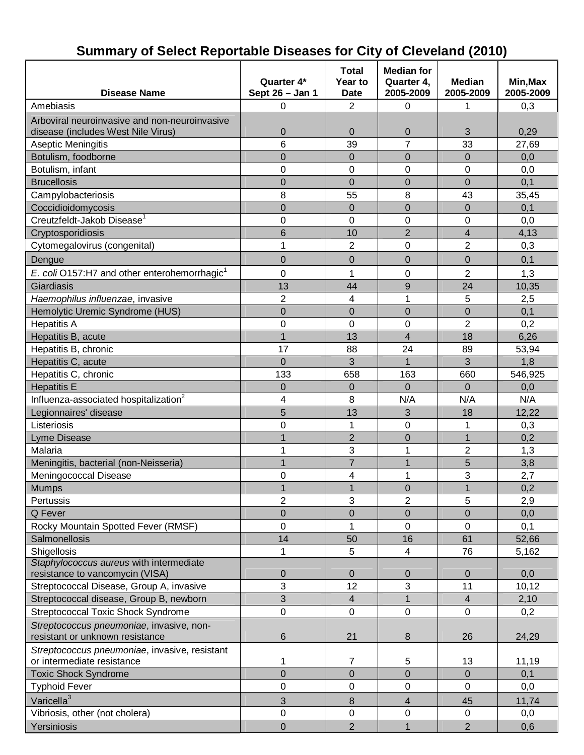# Summary of Select Reportable Diseases for City of Cleveland (2010)

| Disease Name | Quarter 4* Sept 26 – Jan 1 | Total Year to Date | Median for Quarter 4, 2005-2009 | Median 2005-2009 | Min,Max 2005-2009 |
|---|---|---|---|---|---|
| Amebiasis | 0 | 2 | 0 | 1 | 0,3 |
| Arboviral neuroinvasive and non-neuroinvasive disease (includes West Nile Virus) | 0 | 0 | 0 | 3 | 0,29 |
| Aseptic Meningitis | 6 | 39 | 7 | 33 | 27,69 |
| Botulism, foodborne | 0 | 0 | 0 | 0 | 0,0 |
| Botulism, infant | 0 | 0 | 0 | 0 | 0,0 |
| Brucellosis | 0 | 0 | 0 | 0 | 0,1 |
| Campylobacteriosis | 8 | 55 | 8 | 43 | 35,45 |
| Coccidioidomycosis | 0 | 0 | 0 | 0 | 0,1 |
| Creutzfeldt-Jakob Disease[1] | 0 | 0 | 0 | 0 | 0,0 |
| Cryptosporidiosis | 6 | 10 | 2 | 4 | 4,13 |
| Cytomegalovirus (congenital) | 1 | 2 | 0 | 2 | 0,3 |
| Dengue | 0 | 0 | 0 | 0 | 0,1 |
| *E. coli* O157:H7 and other enterohemorrhagic[1] | 0 | 1 | 0 | 2 | 1,3 |
| Giardiasis | 13 | 44 | 9 | 24 | 10,35 |
| *Haemophilus influenzae*, invasive | 2 | 4 | 1 | 5 | 2,5 |
| Hemolytic Uremic Syndrome (HUS) | 0 | 0 | 0 | 0 | 0,1 |
| Hepatitis A | 0 | 0 | 0 | 2 | 0,2 |
| Hepatitis B, acute | 1 | 13 | 4 | 18 | 6,26 |
| Hepatitis B, chronic | 17 | 88 | 24 | 89 | 53,94 |
| Hepatitis C, acute | 0 | 3 | 1 | 3 | 1,8 |
| Hepatitis C, chronic | 133 | 658 | 163 | 660 | 546,925 |
| Hepatitis E | 0 | 0 | 0 | 0 | 0,0 |
| Influenza-associated hospitalization[2] | 4 | 8 | N/A | N/A | N/A |
| Legionnaires' disease | 5 | 13 | 3 | 18 | 12,22 |
| Listeriosis | 0 | 1 | 0 | 1 | 0,3 |
| Lyme Disease | 1 | 2 | 0 | 1 | 0,2 |
| Malaria | 1 | 3 | 1 | 2 | 1,3 |
| Meningitis, bacterial (non-Neisseria) | 1 | 7 | 1 | 5 | 3,8 |
| Meningococcal Disease | 0 | 4 | 1 | 3 | 2,7 |
| Mumps | 1 | 1 | 0 | 1 | 0,2 |
| Pertussis | 2 | 3 | 2 | 5 | 2,9 |
| Q Fever | 0 | 0 | 0 | 0 | 0,0 |
| Rocky Mountain Spotted Fever (RMSF) | 0 | 1 | 0 | 0 | 0,1 |
| Salmonellosis | 14 | 50 | 16 | 61 | 52,66 |
| Shigellosis | 1 | 5 | 4 | 76 | 5,162 |
| *Staphylococcus aureus* with intermediate resistance to vancomycin (VISA) | 0 | 0 | 0 | 0 | 0,0 |
| Streptococcal Disease, Group A, invasive | 3 | 12 | 3 | 11 | 10,12 |
| Streptococcal disease, Group B, newborn | 3 | 4 | 1 | 4 | 2,10 |
| Streptococcal Toxic Shock Syndrome | 0 | 0 | 0 | 0 | 0,2 |
| *Streptococcus pneumoniae*, invasive, non-resistant or unknown resistance | 6 | 21 | 8 | 26 | 24,29 |
| *Streptococcus pneumoniae*, invasive, resistant or intermediate resistance | 1 | 7 | 5 | 13 | 11,19 |
| Toxic Shock Syndrome | 0 | 0 | 0 | 0 | 0,1 |
| Typhoid Fever | 0 | 0 | 0 | 0 | 0,0 |
| Varicella[3] | 3 | 8 | 4 | 45 | 11,74 |
| Vibriosis, other (not cholera) | 0 | 0 | 0 | 0 | 0,0 |
| Yersiniosis | 0 | 2 | 1 | 2 | 0,6 |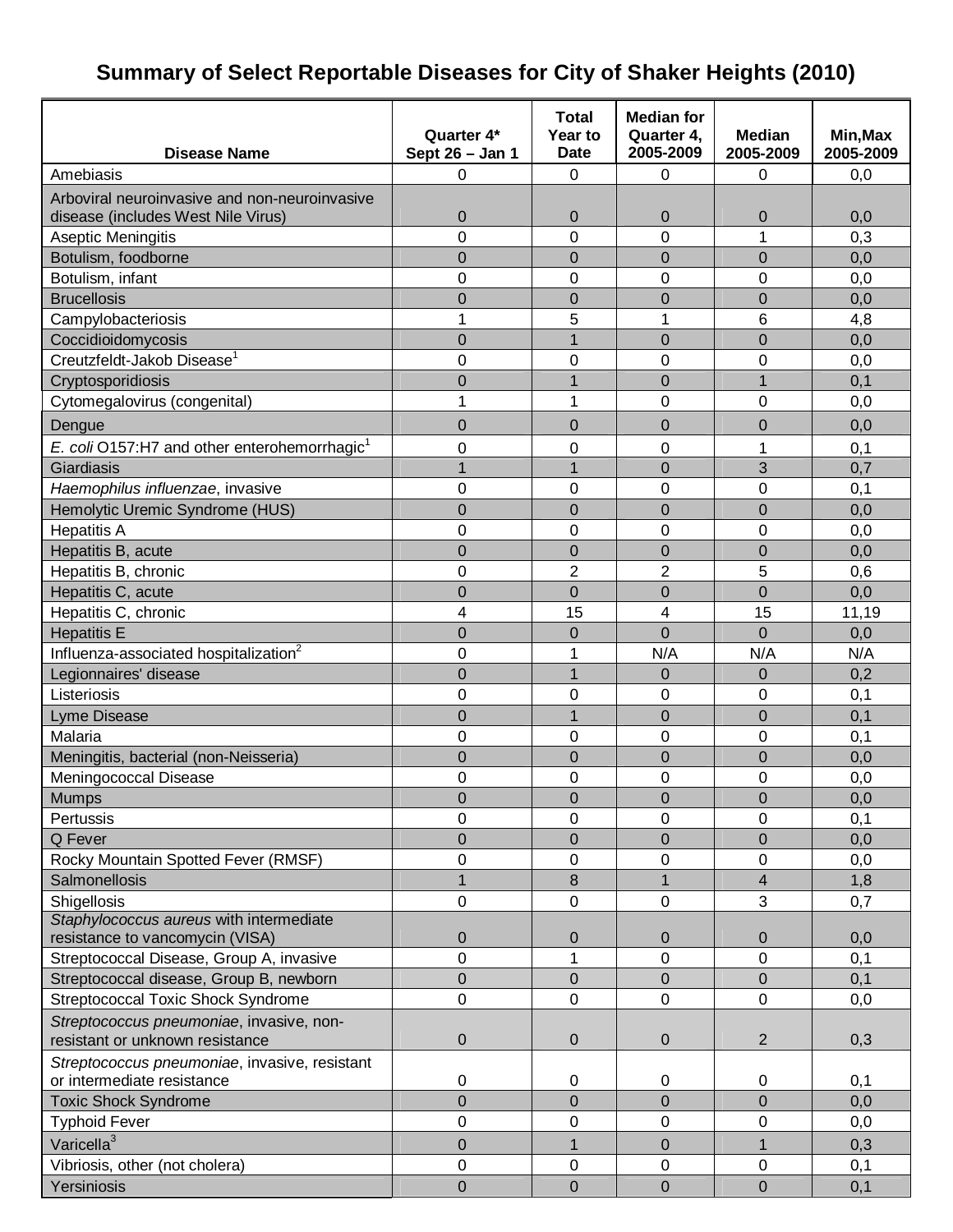# Summary of Select Reportable Diseases for City of Shaker Heights (2010)

| Disease Name | Quarter 4* Sept 26 – Jan 1 | Total Year to Date | Median for Quarter 4, 2005-2009 | Median 2005-2009 | Min,Max 2005-2009 |
|---|---|---|---|---|---|
| Amebiasis | 0 | 0 | 0 | 0 | 0,0 |
| Arboviral neuroinvasive and non-neuroinvasive disease (includes West Nile Virus) | 0 | 0 | 0 | 0 | 0,0 |
| Aseptic Meningitis | 0 | 0 | 0 | 1 | 0,3 |
| Botulism, foodborne | 0 | 0 | 0 | 0 | 0,0 |
| Botulism, infant | 0 | 0 | 0 | 0 | 0,0 |
| Brucellosis | 0 | 0 | 0 | 0 | 0,0 |
| Campylobacteriosis | 1 | 5 | 1 | 6 | 4,8 |
| Coccidioidomycosis | 0 | 1 | 0 | 0 | 0,0 |
| Creutzfeldt-Jakob Disease[1] | 0 | 0 | 0 | 0 | 0,0 |
| Cryptosporidiosis | 0 | 1 | 0 | 1 | 0,1 |
| Cytomegalovirus (congenital) | 1 | 1 | 0 | 0 | 0,0 |
| Dengue | 0 | 0 | 0 | 0 | 0,0 |
| *E. coli* O157:H7 and other enterohemorrhagic[1] | 0 | 0 | 0 | 1 | 0,1 |
| Giardiasis | 1 | 1 | 0 | 3 | 0,7 |
| *Haemophilus influenzae*, invasive | 0 | 0 | 0 | 0 | 0,1 |
| Hemolytic Uremic Syndrome (HUS) | 0 | 0 | 0 | 0 | 0,0 |
| Hepatitis A | 0 | 0 | 0 | 0 | 0,0 |
| Hepatitis B, acute | 0 | 0 | 0 | 0 | 0,0 |
| Hepatitis B, chronic | 0 | 2 | 2 | 5 | 0,6 |
| Hepatitis C, acute | 0 | 0 | 0 | 0 | 0,0 |
| Hepatitis C, chronic | 4 | 15 | 4 | 15 | 11,19 |
| Hepatitis E | 0 | 0 | 0 | 0 | 0,0 |
| Influenza-associated hospitalization[2] | 0 | 1 | N/A | N/A | N/A |
| Legionnaires' disease | 0 | 1 | 0 | 0 | 0,2 |
| Listeriosis | 0 | 0 | 0 | 0 | 0,1 |
| Lyme Disease | 0 | 1 | 0 | 0 | 0,1 |
| Malaria | 0 | 0 | 0 | 0 | 0,1 |
| Meningitis, bacterial (non-Neisseria) | 0 | 0 | 0 | 0 | 0,0 |
| Meningococcal Disease | 0 | 0 | 0 | 0 | 0,0 |
| Mumps | 0 | 0 | 0 | 0 | 0,0 |
| Pertussis | 0 | 0 | 0 | 0 | 0,1 |
| Q Fever | 0 | 0 | 0 | 0 | 0,0 |
| Rocky Mountain Spotted Fever (RMSF) | 0 | 0 | 0 | 0 | 0,0 |
| Salmonellosis | 1 | 8 | 1 | 4 | 1,8 |
| Shigellosis | 0 | 0 | 0 | 3 | 0,7 |
| *Staphylococcus aureus* with intermediate resistance to vancomycin (VISA) | 0 | 0 | 0 | 0 | 0,0 |
| Streptococcal Disease, Group A, invasive | 0 | 1 | 0 | 0 | 0,1 |
| Streptococcal disease, Group B, newborn | 0 | 0 | 0 | 0 | 0,1 |
| Streptococcal Toxic Shock Syndrome | 0 | 0 | 0 | 0 | 0,0 |
| *Streptococcus pneumoniae*, invasive, non-resistant or unknown resistance | 0 | 0 | 0 | 2 | 0,3 |
| *Streptococcus pneumoniae*, invasive, resistant or intermediate resistance | 0 | 0 | 0 | 0 | 0,1 |
| Toxic Shock Syndrome | 0 | 0 | 0 | 0 | 0,0 |
| Typhoid Fever | 0 | 0 | 0 | 0 | 0,0 |
| Varicella[3] | 0 | 1 | 0 | 1 | 0,3 |
| Vibriosis, other (not cholera) | 0 | 0 | 0 | 0 | 0,1 |
| Yersiniosis | 0 | 0 | 0 | 0 | 0,1 |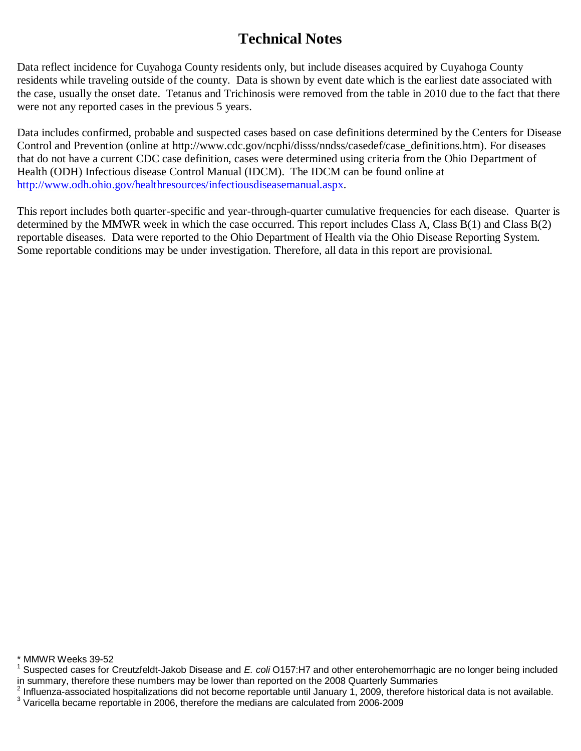# Technical Notes

Data reflect incidence for Cuyahoga County residents only, but include diseases acquired by Cuyahoga County residents while traveling outside of the county. Data is shown by event date which is the earliest date associated with the case, usually the onset date. Tetanus and Trichinosis were removed from the table in 2010 due to the fact that there were not any reported cases in the previous 5 years.

Data includes confirmed, probable and suspected cases based on case definitions determined by the Centers for Disease Control and Prevention (online at http://www.cdc.gov/ncphi/disss/nndss/casedef/case_definitions.htm). For diseases that do not have a current CDC case definition, cases were determined using criteria from the Ohio Department of Health (ODH) Infectious disease Control Manual (IDCM). The IDCM can be found online at [http://www.odh.ohio.gov/healthresources/infectiousdiseasemanual.aspx](http://www.odh.ohio.gov/healthresources/infectiousdiseasemanual.aspx).

This report includes both quarter-specific and year-through-quarter cumulative frequencies for each disease. Quarter is determined by the MMWR week in which the case occurred. This report includes Class A, Class B(1) and Class B(2) reportable diseases. Data were reported to the Ohio Department of Health via the Ohio Disease Reporting System. Some reportable conditions may be under investigation. Therefore, all data in this report are provisional.

* MMWR Weeks 39-52

[1] Suspected cases for Creutzfeldt-Jakob Disease and *E. coli* O157:H7 and other enterohemorrhagic are no longer being included in summary, therefore these numbers may be lower than reported on the 2008 Quarterly Summaries

[2] Influenza-associated hospitalizations did not become reportable until January 1, 2009, therefore historical data is not available.

[3] Varicella became reportable in 2006, therefore the medians are calculated from 2006-2009